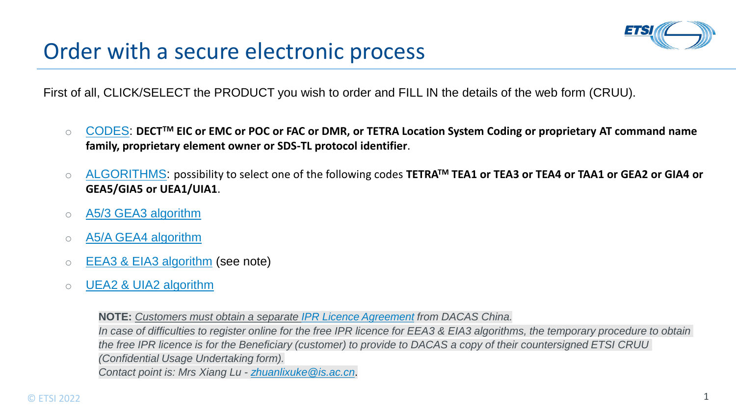# Order with a secure electronic process

First of all, CLICK/SELECT the PRODUCT you wish to order and FILL IN the details of the web form (CRUU).

- CODES: **DECT™ EIC or EMC or POC or FAC or DMR, or TETRA Location System Coding or proprietary AT command name family, proprietary element owner or SDS-TL protocol identifier**.
- ALGORITHMS: possibility to select one of the following codes **TETRA™ TEA1 or TEA3 or TEA4 or TAA1 or GEA2 or GIA4 or GEA5/GIA5 or UEA1/UIA1**.
- A5/3 GEA3 algorithm
- A5/A GEA4 algorithm
- EEA3 & EIA3 algorithm (see note)
- UEA2 & UIA2 algorithm

> **NOTE:** *Customers must obtain a separate IPR Licence Agreement from DACAS China.*
> *In case of difficulties to register online for the free IPR licence for EEA3 & EIA3 algorithms, the temporary procedure to obtain the free IPR licence is for the Beneficiary (customer) to provide to DACAS a copy of their countersigned ETSI CRUU (Confidential Usage Undertaking form).*
> *Contact point is: Mrs Xiang Lu - zhuanlixuke@is.ac.cn.*

© ETSI 2022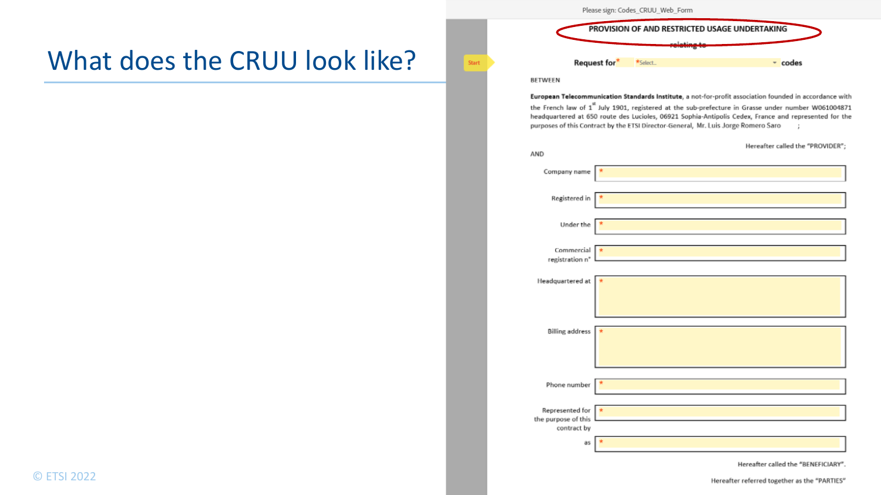# What does the CRUU look like?

Please sign: Codes_CRUU_Web_Form

**PROVISION OF AND RESTRICTED USAGE UNDERTAKING**

**relating to**

Start

**Request for*** *Select... **codes**

BETWEEN

**European Telecommunication Standards Institute**, a not-for-profit association founded in accordance with the French law of 1st July 1901, registered at the sub-prefecture in Grasse under number W061004871 headquartered at 650 route des Lucioles, 06921 Sophia-Antipolis Cedex, France and represented for the purposes of this Contract by the ETSI Director-General, Mr. Luis Jorge Romero Saro ;

Hereafter called the "PROVIDER";

AND

| | |
|---|---|
| Company name | * |
| Registered in | * |
| Under the | * |
| Commercial registration n° | * |
| Headquartered at | * |
| Billing address | * |
| Phone number | * |
| Represented for the purpose of this contract by | * |
| as | * |

Hereafter called the "BENEFICIARY".

Hereafter referred together as the "PARTIES"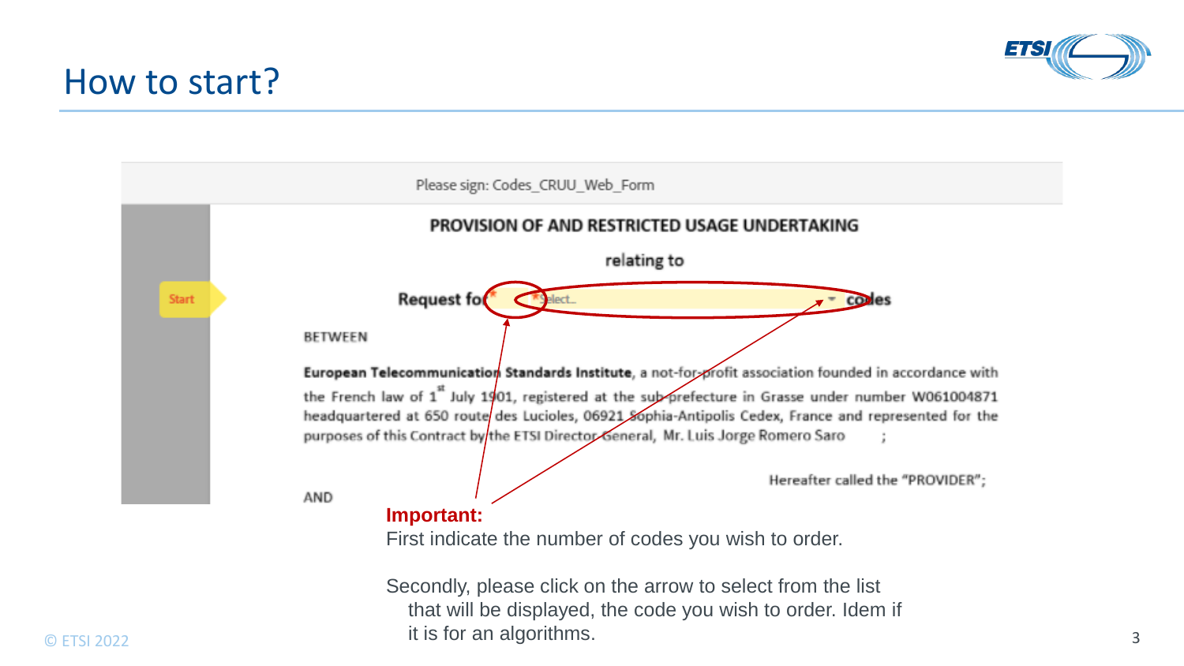# How to start?

Please sign: Codes_CRUU_Web_Form

Start

**PROVISION OF AND RESTRICTED USAGE UNDERTAKING**

**relating to**

**Request for** * *Select... **codes**

BETWEEN

**European Telecommunication Standards Institute**, a not-for-profit association founded in accordance with the French law of 1st July 1901, registered at the sub-prefecture in Grasse under number W061004871 headquartered at 650 route des Lucioles, 06921 Sophia-Antipolis Cedex, France and represented for the purposes of this Contract by the ETSI Director General, Mr. Luis Jorge Romero Saro ;

Hereafter called the "PROVIDER";

AND

**Important:**

First indicate the number of codes you wish to order.

Secondly, please click on the arrow to select from the list that will be displayed, the code you wish to order. Idem if it is for an algorithms.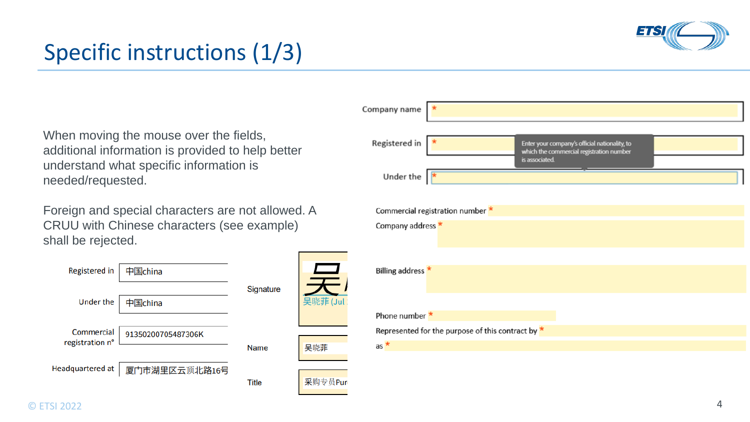# Specific instructions (1/3)

When moving the mouse over the fields, additional information is provided to help better understand what specific information is needed/requested.

Foreign and special characters are not allowed. A CRUU with Chinese characters (see example) shall be rejected.

| | |
|---|---|
| Registered in | 中国china |
| Under the | 中国china |
| Commercial registration n° | 91350200705487306K |
| Headquartered at | 厦门市湖里区云顶北路16号 |

| | |
|---|---|
| Signature | 吴 吴晓菲 (Jul |
| Name | 吴晓菲 |
| Title | 采购专员Pur |

Company name *

Registered in *

Enter your company's official nationality, to which the commercial registration number is associated.

Under the *

Commercial registration number *

Company address *

Billing address *

Phone number *

Represented for the purpose of this contract by *

as *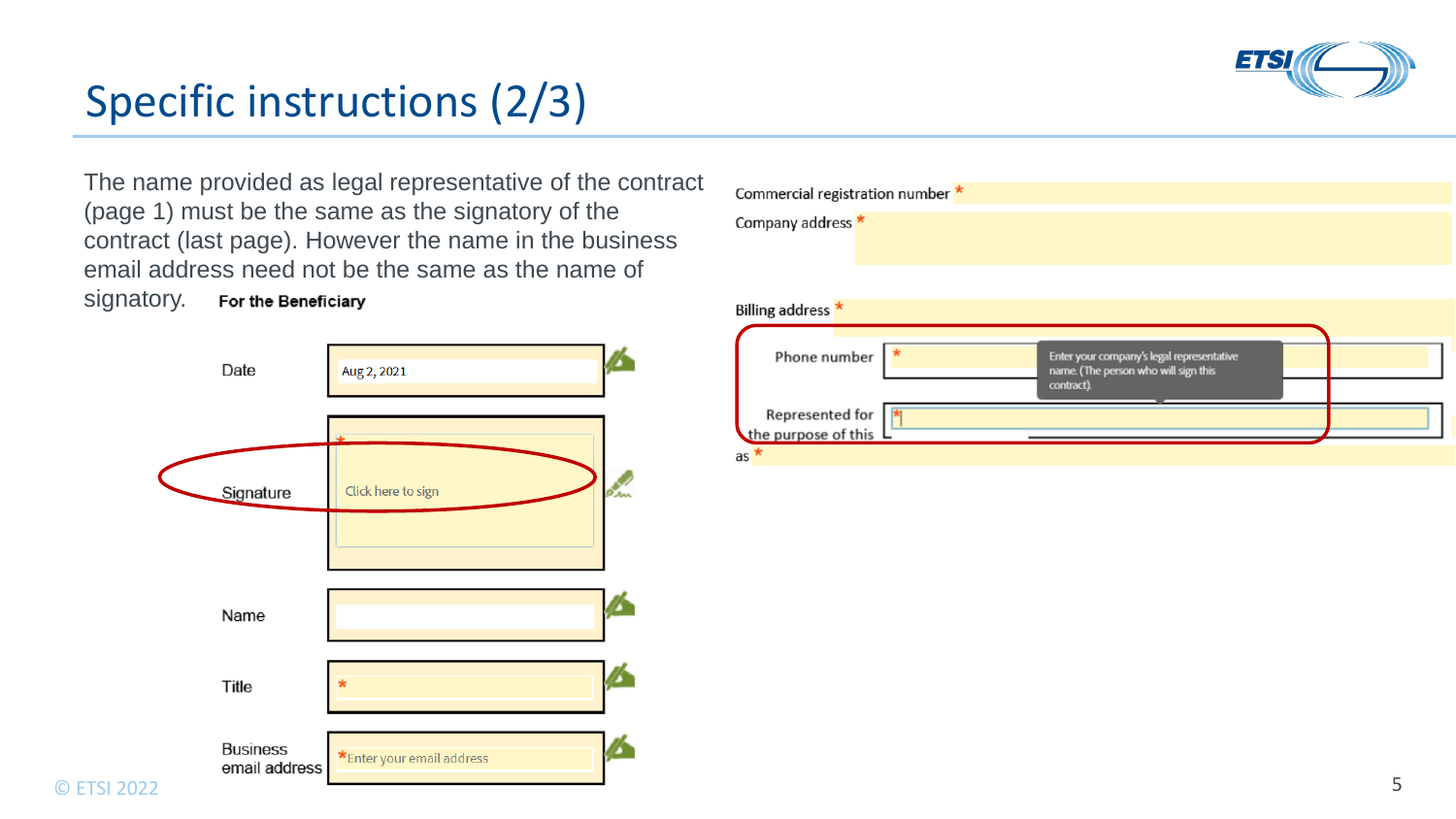# Specific instructions (2/3)

The name provided as legal representative of the contract (page 1) must be the same as the signatory of the contract (last page). However the name in the business email address need not be the same as the name of signatory.

**For the Beneficiary**

| | |
|---|---|
| Date | Aug 2, 2021 |
| Signature | * Click here to sign |
| Name | |
| Title | * |
| Business email address | * Enter your email address |

Commercial registration number *

Company address *

Billing address *

Phone number *

Enter your company's legal representative name. (The person who will sign this contract).

Represented for the purpose of this as *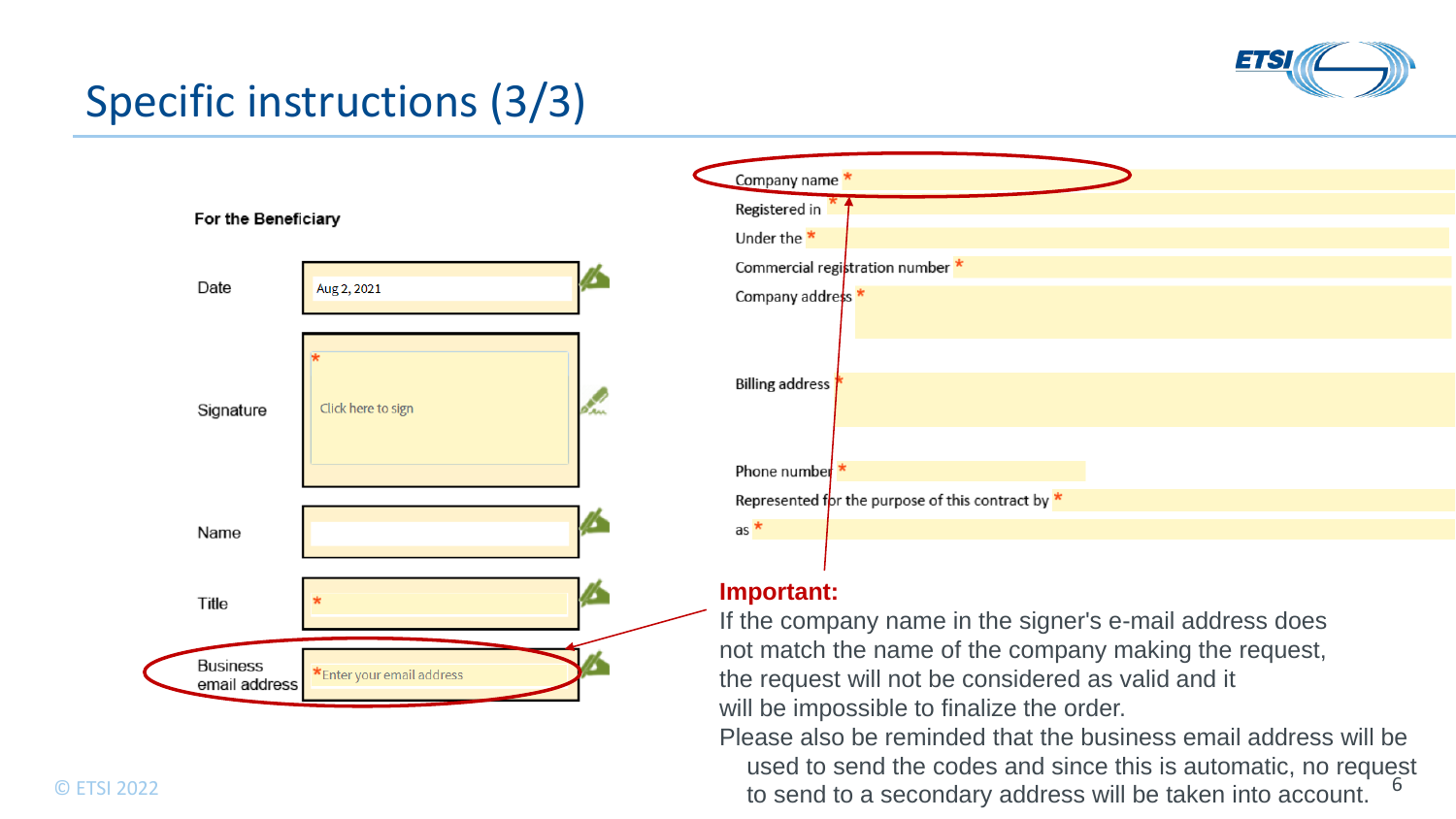# Specific instructions (3/3)

**For the Beneficiary**

Date: Aug 2, 2021

Signature: * Click here to sign

Name

Title *

Business email address: * Enter your email address

Company name *

Registered in *

Under the *

Commercial registration number *

Company address *

Billing address *

Phone number *

Represented for the purpose of this contract by *

as *

**Important:**

If the company name in the signer's e-mail address does not match the name of the company making the request, the request will not be considered as valid and it will be impossible to finalize the order.

Please also be reminded that the business email address will be used to send the codes and since this is automatic, no request to send to a secondary address will be taken into account.

© ETSI 2022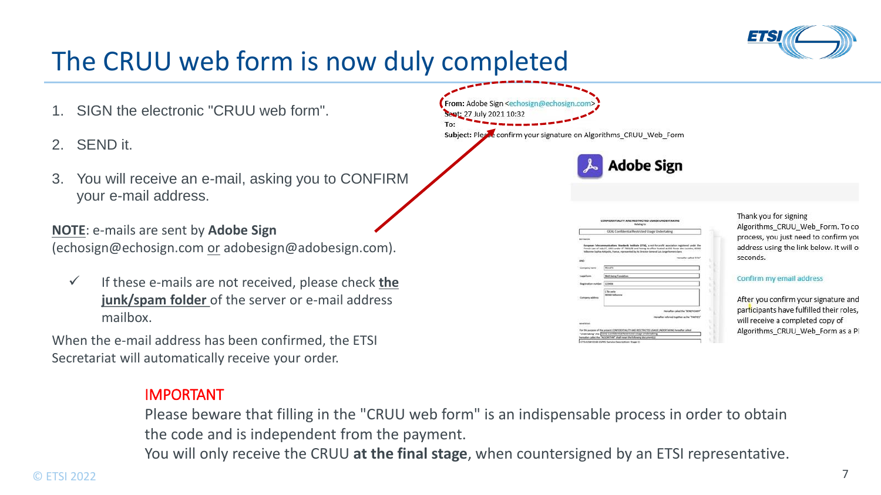# The CRUU web form is now duly completed

1. SIGN the electronic "CRUU web form".
2. SEND it.
3. You will receive an e-mail, asking you to CONFIRM your e-mail address.

**NOTE**: e-mails are sent by **Adobe Sign** (echosign@echosign.com or adobesign@adobesign.com).

- ✓ If these e-mails are not received, please check **the junk/spam folder** of the server or e-mail address mailbox.

When the e-mail address has been confirmed, the ETSI Secretariat will automatically receive your order.

**From:** Adobe Sign <echosign@echosign.com>
**Sent:** 27 July 2021 10:32
**To:**
**Subject:** Please confirm your signature on Algorithms_CRUU_Web_Form

**Adobe Sign**

Thank you for signing Algorithms_CRUU_Web_Form. To co process, you just need to confirm you address using the link below. It will o seconds.

Confirm my email address

After you confirm your signature and participants have fulfilled their roles, will receive a completed copy of Algorithms_CRUU_Web_Form as a PI

IMPORTANT

Please beware that filling in the "CRUU web form" is an indispensable process in order to obtain the code and is independent from the payment.
You will only receive the CRUU **at the final stage**, when countersigned by an ETSI representative.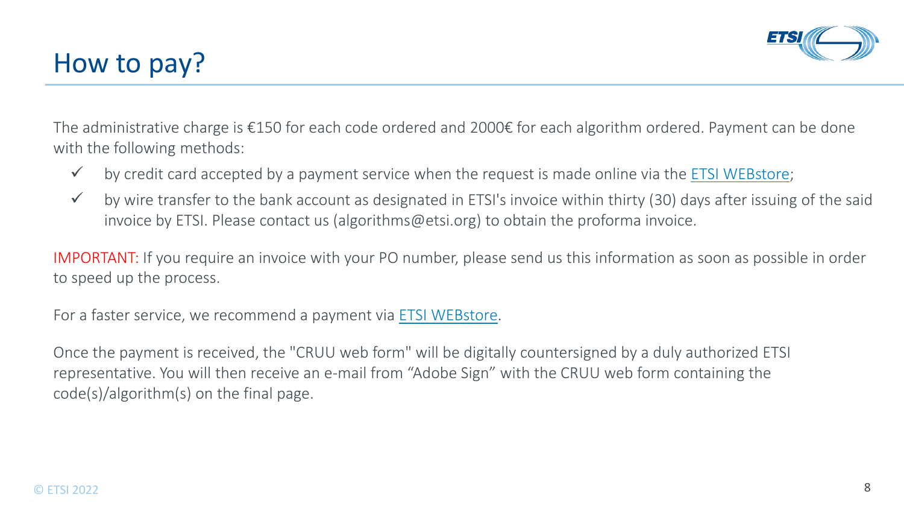# How to pay?

The administrative charge is €150 for each code ordered and 2000€ for each algorithm ordered. Payment can be done with the following methods:

- ✓ by credit card accepted by a payment service when the request is made online via the ETSI WEBstore;
- ✓ by wire transfer to the bank account as designated in ETSI's invoice within thirty (30) days after issuing of the said invoice by ETSI. Please contact us (algorithms@etsi.org) to obtain the proforma invoice.

IMPORTANT: If you require an invoice with your PO number, please send us this information as soon as possible in order to speed up the process.

For a faster service, we recommend a payment via ETSI WEBstore.

Once the payment is received, the "CRUU web form" will be digitally countersigned by a duly authorized ETSI representative. You will then receive an e-mail from “Adobe Sign” with the CRUU web form containing the code(s)/algorithm(s) on the final page.

© ETSI 2022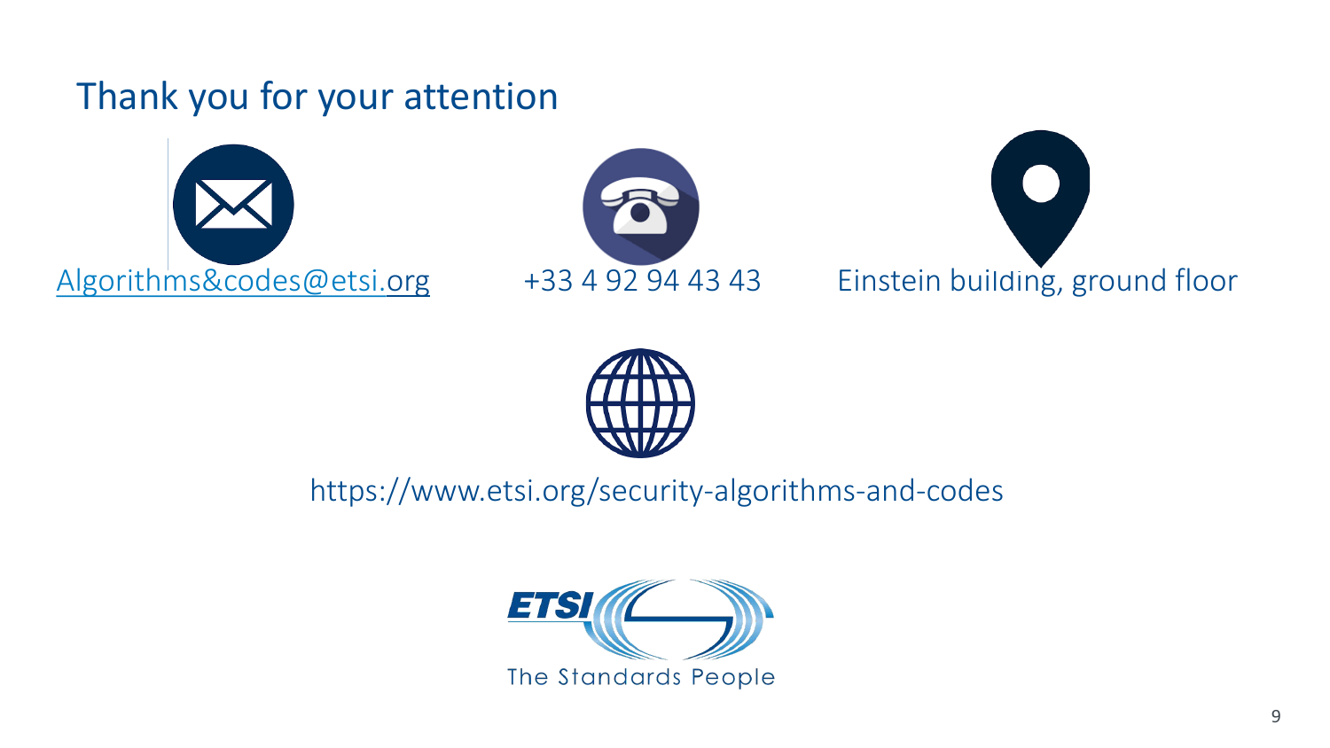# Thank you for your attention

Algorithms&codes@etsi.org

+33 4 92 94 43 43

Einstein building, ground floor

https://www.etsi.org/security-algorithms-and-codes

ETSI

The Standards People